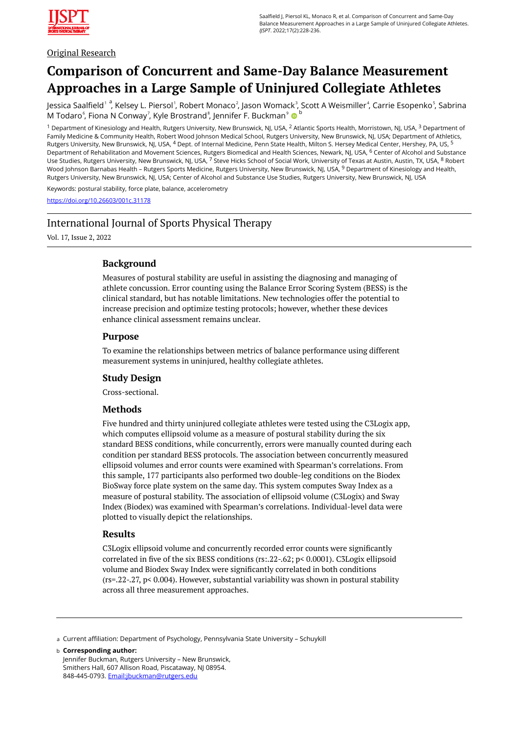Original Research

# Comparison of Concurrent and Same-Day Balance Measurement Approaches in a Large Sample of Uninjured Collegiate Athletes

Jessica Saalfield[1] [a], Kelsey L. Piersol[1], Robert Monaco[2], Jason Womack[3], Scott A Weismiller[4], Carrie Esopenko[5], Sabrina M Todaro[6], Fiona N Conway[7], Kyle Brostrand[8], Jennifer F. Buckman[9] [b]

[1] Department of Kinesiology and Health, Rutgers University, New Brunswick, NJ, USA, [2] Atlantic Sports Health, Morristown, NJ, USA, [3] Department of Family Medicine & Community Health, Robert Wood Johnson Medical School, Rutgers University, New Brunswick, NJ, USA; Department of Athletics, Rutgers University, New Brunswick, NJ, USA, [4] Dept. of Internal Medicine, Penn State Health, Milton S. Hersey Medical Center, Hershey, PA, US, [5] Department of Rehabilitation and Movement Sciences, Rutgers Biomedical and Health Sciences, Newark, NJ, USA, [6] Center of Alcohol and Substance Use Studies, Rutgers University, New Brunswick, NJ, USA, [7] Steve Hicks School of Social Work, University of Texas at Austin, Austin, TX, USA, [8] Robert Wood Johnson Barnabas Health – Rutgers Sports Medicine, Rutgers University, New Brunswick, NJ, USA, [9] Department of Kinesiology and Health, Rutgers University, New Brunswick, NJ, USA; Center of Alcohol and Substance Use Studies, Rutgers University, New Brunswick, NJ, USA

Keywords: postural stability, force plate, balance, accelerometry

https://doi.org/10.26603/001c.31178

International Journal of Sports Physical Therapy

Vol. 17, Issue 2, 2022

## Background

Measures of postural stability are useful in assisting the diagnosing and managing of athlete concussion. Error counting using the Balance Error Scoring System (BESS) is the clinical standard, but has notable limitations. New technologies offer the potential to increase precision and optimize testing protocols; however, whether these devices enhance clinical assessment remains unclear.

## Purpose

To examine the relationships between metrics of balance performance using different measurement systems in uninjured, healthy collegiate athletes.

## Study Design

Cross-sectional.

## Methods

Five hundred and thirty uninjured collegiate athletes were tested using the C3Logix app, which computes ellipsoid volume as a measure of postural stability during the six standard BESS conditions, while concurrently, errors were manually counted during each condition per standard BESS protocols. The association between concurrently measured ellipsoid volumes and error counts were examined with Spearman's correlations. From this sample, 177 participants also performed two double-leg conditions on the Biodex BioSway force plate system on the same day. This system computes Sway Index as a measure of postural stability. The association of ellipsoid volume (C3Logix) and Sway Index (Biodex) was examined with Spearman's correlations. Individual-level data were plotted to visually depict the relationships.

## Results

C3Logix ellipsoid volume and concurrently recorded error counts were significantly correlated in five of the six BESS conditions ($r_s$:.22-.62; $p < 0.0001$). C3Logix ellipsoid volume and Biodex Sway Index were significantly correlated in both conditions ($r_s$=.22-.27, $p < 0.004$). However, substantial variability was shown in postural stability across all three measurement approaches.

---

a Current affiliation: Department of Psychology, Pennsylvania State University – Schuylkill

b **Corresponding author:**
Jennifer Buckman, Rutgers University – New Brunswick,
Smithers Hall, 607 Allison Road, Piscataway, NJ 08954.
848-445-0793. Email:jbuckman@rutgers.edu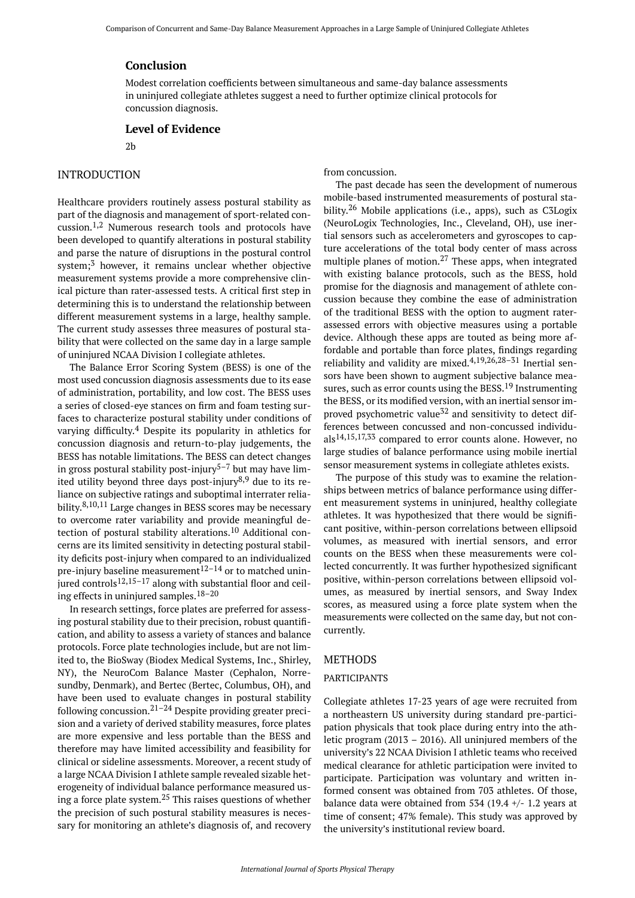### Conclusion

Modest correlation coefficients between simultaneous and same-day balance assessments in uninjured collegiate athletes suggest a need to further optimize clinical protocols for concussion diagnosis.

### Level of Evidence

2b

## INTRODUCTION

Healthcare providers routinely assess postural stability as part of the diagnosis and management of sport-related concussion.[1,2] Numerous research tools and protocols have been developed to quantify alterations in postural stability and parse the nature of disruptions in the postural control system;[3] however, it remains unclear whether objective measurement systems provide a more comprehensive clinical picture than rater-assessed tests. A critical first step in determining this is to understand the relationship between different measurement systems in a large, healthy sample. The current study assesses three measures of postural stability that were collected on the same day in a large sample of uninjured NCAA Division I collegiate athletes.

The Balance Error Scoring System (BESS) is one of the most used concussion diagnosis assessments due to its ease of administration, portability, and low cost. The BESS uses a series of closed-eye stances on firm and foam testing surfaces to characterize postural stability under conditions of varying difficulty.[4] Despite its popularity in athletics for concussion diagnosis and return-to-play judgements, the BESS has notable limitations. The BESS can detect changes in gross postural stability post-injury[5–7] but may have limited utility beyond three days post-injury[8,9] due to its reliance on subjective ratings and suboptimal interrater reliability.[8,10,11] Large changes in BESS scores may be necessary to overcome rater variability and provide meaningful detection of postural stability alterations.[10] Additional concerns are its limited sensitivity in detecting postural stability deficits post-injury when compared to an individualized pre-injury baseline measurement[12–14] or to matched uninjured controls[12,15–17] along with substantial floor and ceiling effects in uninjured samples.[18–20]

In research settings, force plates are preferred for assessing postural stability due to their precision, robust quantification, and ability to assess a variety of stances and balance protocols. Force plate technologies include, but are not limited to, the BioSway (Biodex Medical Systems, Inc., Shirley, NY), the NeuroCom Balance Master (Cephalon, Norresundby, Denmark), and Bertec (Bertec, Columbus, OH), and have been used to evaluate changes in postural stability following concussion.[21–24] Despite providing greater precision and a variety of derived stability measures, force plates are more expensive and less portable than the BESS and therefore may have limited accessibility and feasibility for clinical or sideline assessments. Moreover, a recent study of a large NCAA Division I athlete sample revealed sizable heterogeneity of individual balance performance measured using a force plate system.[25] This raises questions of whether the precision of such postural stability measures is necessary for monitoring an athlete's diagnosis of, and recovery from concussion.

The past decade has seen the development of numerous mobile-based instrumented measurements of postural stability.[26] Mobile applications (i.e., apps), such as C3Logix (NeuroLogix Technologies, Inc., Cleveland, OH), use inertial sensors such as accelerometers and gyroscopes to capture accelerations of the total body center of mass across multiple planes of motion.[27] These apps, when integrated with existing balance protocols, such as the BESS, hold promise for the diagnosis and management of athlete concussion because they combine the ease of administration of the traditional BESS with the option to augment rater-assessed errors with objective measures using a portable device. Although these apps are touted as being more affordable and portable than force plates, findings regarding reliability and validity are mixed.[4,19,26,28–31] Inertial sensors have been shown to augment subjective balance measures, such as error counts using the BESS.[19] Instrumenting the BESS, or its modified version, with an inertial sensor improved psychometric value[32] and sensitivity to detect differences between concussed and non-concussed individuals[14,15,17,33] compared to error counts alone. However, no large studies of balance performance using mobile inertial sensor measurement systems in collegiate athletes exists.

The purpose of this study was to examine the relationships between metrics of balance performance using different measurement systems in uninjured, healthy collegiate athletes. It was hypothesized that there would be significant positive, within-person correlations between ellipsoid volumes, as measured with inertial sensors, and error counts on the BESS when these measurements were collected concurrently. It was further hypothesized significant positive, within-person correlations between ellipsoid volumes, as measured by inertial sensors, and Sway Index scores, as measured using a force plate system when the measurements were collected on the same day, but not concurrently.

## METHODS

### PARTICIPANTS

Collegiate athletes 17-23 years of age were recruited from a northeastern US university during standard pre-participation physicals that took place during entry into the athletic program (2013 – 2016). All uninjured members of the university's 22 NCAA Division I athletic teams who received medical clearance for athletic participation were invited to participate. Participation was voluntary and written informed consent was obtained from 703 athletes. Of those, balance data were obtained from 534 (19.4 +/- 1.2 years at time of consent; 47% female). This study was approved by the university's institutional review board.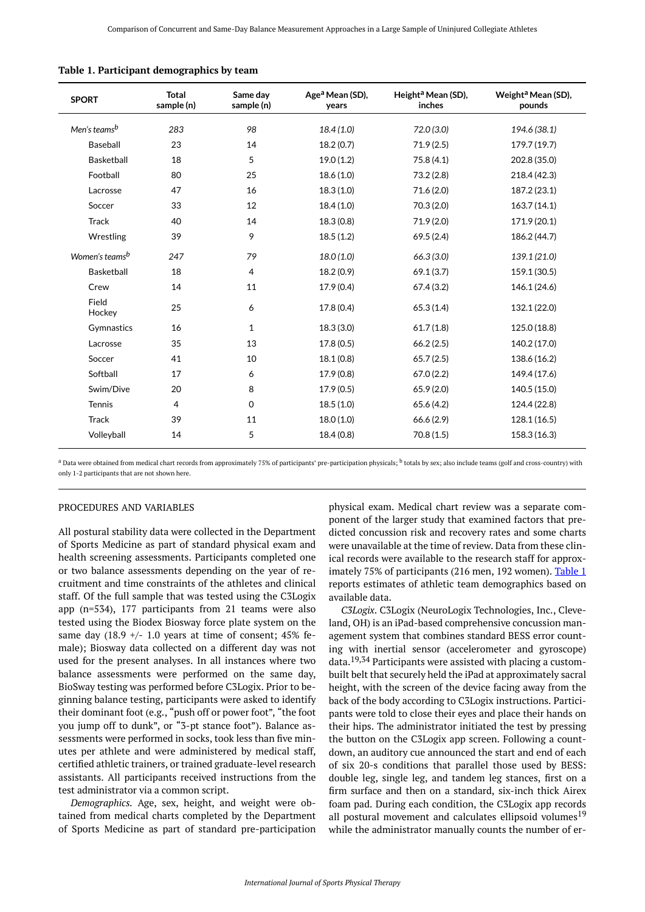**Table 1. Participant demographics by team**

| SPORT | Total sample (n) | Same day sample (n) | Age[a] Mean (SD), years | Height[a] Mean (SD), inches | Weight[a] Mean (SD), pounds |
|---|---|---|---|---|---|
| *Men's teams[b]* | *283* | *98* | *18.4 (1.0)* | *72.0 (3.0)* | *194.6 (38.1)* |
| Baseball | 23 | 14 | 18.2 (0.7) | 71.9 (2.5) | 179.7 (19.7) |
| Basketball | 18 | 5 | 19.0 (1.2) | 75.8 (4.1) | 202.8 (35.0) |
| Football | 80 | 25 | 18.6 (1.0) | 73.2 (2.8) | 218.4 (42.3) |
| Lacrosse | 47 | 16 | 18.3 (1.0) | 71.6 (2.0) | 187.2 (23.1) |
| Soccer | 33 | 12 | 18.4 (1.0) | 70.3 (2.0) | 163.7 (14.1) |
| Track | 40 | 14 | 18.3 (0.8) | 71.9 (2.0) | 171.9 (20.1) |
| Wrestling | 39 | 9 | 18.5 (1.2) | 69.5 (2.4) | 186.2 (44.7) |
| *Women's teams[b]* | *247* | *79* | *18.0 (1.0)* | *66.3 (3.0)* | *139.1 (21.0)* |
| Basketball | 18 | 4 | 18.2 (0.9) | 69.1 (3.7) | 159.1 (30.5) |
| Crew | 14 | 11 | 17.9 (0.4) | 67.4 (3.2) | 146.1 (24.6) |
| Field Hockey | 25 | 6 | 17.8 (0.4) | 65.3 (1.4) | 132.1 (22.0) |
| Gymnastics | 16 | 1 | 18.3 (3.0) | 61.7 (1.8) | 125.0 (18.8) |
| Lacrosse | 35 | 13 | 17.8 (0.5) | 66.2 (2.5) | 140.2 (17.0) |
| Soccer | 41 | 10 | 18.1 (0.8) | 65.7 (2.5) | 138.6 (16.2) |
| Softball | 17 | 6 | 17.9 (0.8) | 67.0 (2.2) | 149.4 (17.6) |
| Swim/Dive | 20 | 8 | 17.9 (0.5) | 65.9 (2.0) | 140.5 (15.0) |
| Tennis | 4 | 0 | 18.5 (1.0) | 65.6 (4.2) | 124.4 (22.8) |
| Track | 39 | 11 | 18.0 (1.0) | 66.6 (2.9) | 128.1 (16.5) |
| Volleyball | 14 | 5 | 18.4 (0.8) | 70.8 (1.5) | 158.3 (16.3) |

[a] Data were obtained from medical chart records from approximately 75% of participants' pre-participation physicals; [b] totals by sex; also include teams (golf and cross-country) with only 1-2 participants that are not shown here.

## PROCEDURES AND VARIABLES

All postural stability data were collected in the Department of Sports Medicine as part of standard physical exam and health screening assessments. Participants completed one or two balance assessments depending on the year of recruitment and time constraints of the athletes and clinical staff. Of the full sample that was tested using the C3Logix app (n=534), 177 participants from 21 teams were also tested using the Biodex Biosway force plate system on the same day (18.9 +/- 1.0 years at time of consent; 45% female); Biosway data collected on a different day was not used for the present analyses. In all instances where two balance assessments were performed on the same day, BioSway testing was performed before C3Logix. Prior to beginning balance testing, participants were asked to identify their dominant foot (e.g., "push off or power foot", "the foot you jump off to dunk", or "3-pt stance foot"). Balance assessments were performed in socks, took less than five minutes per athlete and were administered by medical staff, certified athletic trainers, or trained graduate-level research assistants. All participants received instructions from the test administrator via a common script.

*Demographics.* Age, sex, height, and weight were obtained from medical charts completed by the Department of Sports Medicine as part of standard pre-participation physical exam. Medical chart review was a separate component of the larger study that examined factors that predicted concussion risk and recovery rates and some charts were unavailable at the time of review. Data from these clinical records were available to the research staff for approximately 75% of participants (216 men, 192 women). Table 1 reports estimates of athletic team demographics based on available data.

*C3Logix.* C3Logix (NeuroLogix Technologies, Inc., Cleveland, OH) is an iPad-based comprehensive concussion management system that combines standard BESS error counting with inertial sensor (accelerometer and gyroscope) data.[19,34] Participants were assisted with placing a custom-built belt that securely held the iPad at approximately sacral height, with the screen of the device facing away from the back of the body according to C3Logix instructions. Participants were told to close their eyes and place their hands on their hips. The administrator initiated the test by pressing the button on the C3Logix app screen. Following a countdown, an auditory cue announced the start and end of each of six 20-s conditions that parallel those used by BESS: double leg, single leg, and tandem leg stances, first on a firm surface and then on a standard, six-inch thick Airex foam pad. During each condition, the C3Logix app records all postural movement and calculates ellipsoid volumes[19] while the administrator manually counts the number of er-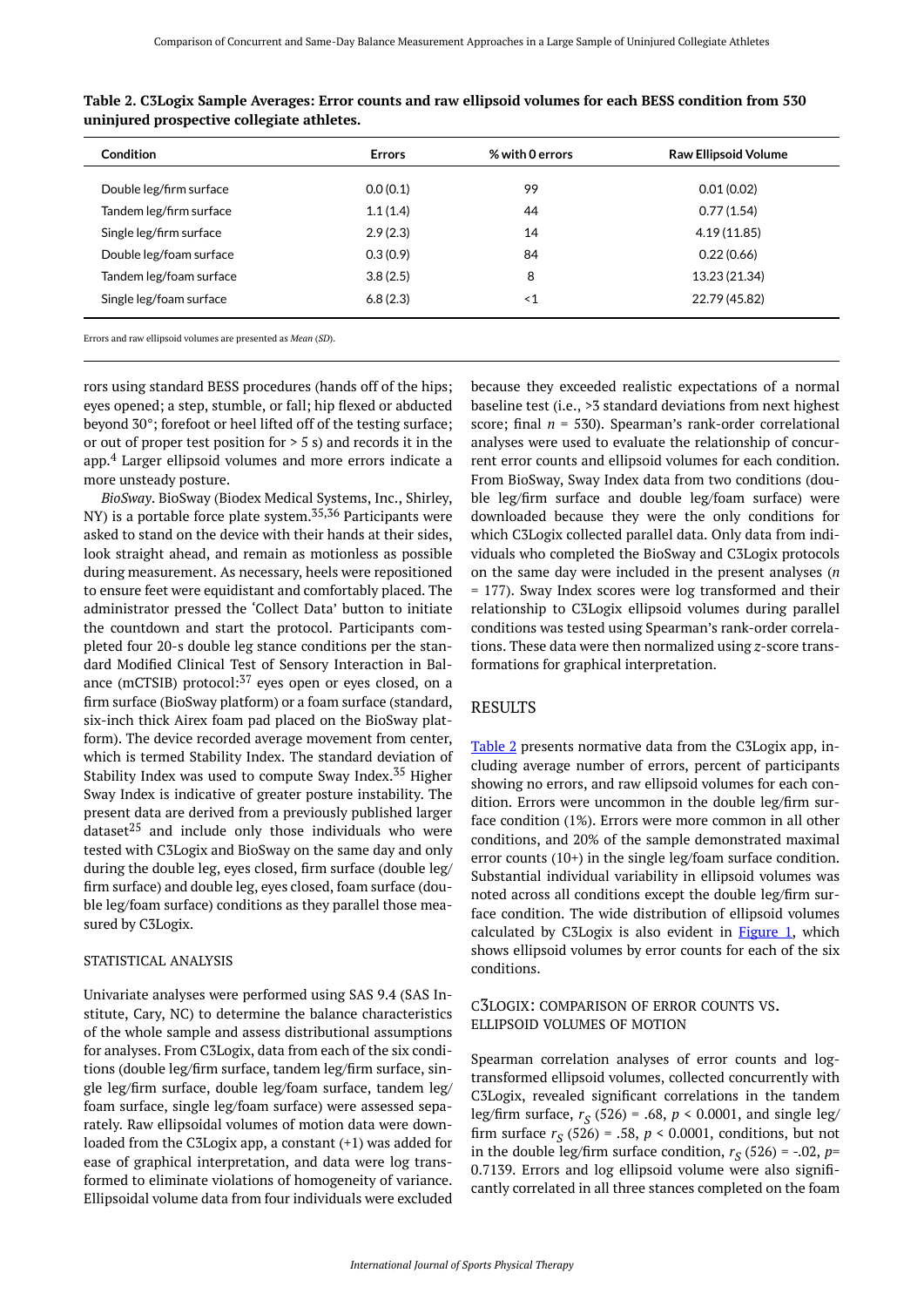**Table 2. C3Logix Sample Averages: Error counts and raw ellipsoid volumes for each BESS condition from 530 uninjured prospective collegiate athletes.**

| Condition | Errors | % with 0 errors | Raw Ellipsoid Volume |
|---|---|---|---|
| Double leg/firm surface | 0.0 (0.1) | 99 | 0.01 (0.02) |
| Tandem leg/firm surface | 1.1 (1.4) | 44 | 0.77 (1.54) |
| Single leg/firm surface | 2.9 (2.3) | 14 | 4.19 (11.85) |
| Double leg/foam surface | 0.3 (0.9) | 84 | 0.22 (0.66) |
| Tandem leg/foam surface | 3.8 (2.5) | 8 | 13.23 (21.34) |
| Single leg/foam surface | 6.8 (2.3) | <1 | 22.79 (45.82) |

Errors and raw ellipsoid volumes are presented as *Mean* (*SD*).

rors using standard BESS procedures (hands off of the hips; eyes opened; a step, stumble, or fall; hip flexed or abducted beyond 30°; forefoot or heel lifted off of the testing surface; or out of proper test position for > 5 s) and records it in the app.[4] Larger ellipsoid volumes and more errors indicate a more unsteady posture.

*BioSway*. BioSway (Biodex Medical Systems, Inc., Shirley, NY) is a portable force plate system.[35,36] Participants were asked to stand on the device with their hands at their sides, look straight ahead, and remain as motionless as possible during measurement. As necessary, heels were repositioned to ensure feet were equidistant and comfortably placed. The administrator pressed the 'Collect Data' button to initiate the countdown and start the protocol. Participants completed four 20-s double leg stance conditions per the standard Modified Clinical Test of Sensory Interaction in Balance (mCTSIB) protocol:[37] eyes open or eyes closed, on a firm surface (BioSway platform) or a foam surface (standard, six-inch thick Airex foam pad placed on the BioSway platform). The device recorded average movement from center, which is termed Stability Index. The standard deviation of Stability Index was used to compute Sway Index.[35] Higher Sway Index is indicative of greater posture instability. The present data are derived from a previously published larger dataset[25] and include only those individuals who were tested with C3Logix and BioSway on the same day and only during the double leg, eyes closed, firm surface (double leg/firm surface) and double leg, eyes closed, foam surface (double leg/foam surface) conditions as they parallel those measured by C3Logix.

### STATISTICAL ANALYSIS

Univariate analyses were performed using SAS 9.4 (SAS Institute, Cary, NC) to determine the balance characteristics of the whole sample and assess distributional assumptions for analyses. From C3Logix, data from each of the six conditions (double leg/firm surface, tandem leg/firm surface, single leg/firm surface, double leg/foam surface, tandem leg/foam surface, single leg/foam surface) were assessed separately. Raw ellipsoidal volumes of motion data were downloaded from the C3Logix app, a constant (+1) was added for ease of graphical interpretation, and data were log transformed to eliminate violations of homogeneity of variance. Ellipsoidal volume data from four individuals were excluded because they exceeded realistic expectations of a normal baseline test (i.e., >3 standard deviations from next highest score; final $n$ = 530). Spearman's rank-order correlational analyses were used to evaluate the relationship of concurrent error counts and ellipsoid volumes for each condition. From BioSway, Sway Index data from two conditions (double leg/firm surface and double leg/foam surface) were downloaded because they were the only conditions for which C3Logix collected parallel data. Only data from individuals who completed the BioSway and C3Logix protocols on the same day were included in the present analyses ($n$ = 177). Sway Index scores were log transformed and their relationship to C3Logix ellipsoid volumes during parallel conditions was tested using Spearman's rank-order correlations. These data were then normalized using $z$-score transformations for graphical interpretation.

## RESULTS

Table 2 presents normative data from the C3Logix app, including average number of errors, percent of participants showing no errors, and raw ellipsoid volumes for each condition. Errors were uncommon in the double leg/firm surface condition (1%). Errors were more common in all other conditions, and 20% of the sample demonstrated maximal error counts (10+) in the single leg/foam surface condition. Substantial individual variability in ellipsoid volumes was noted across all conditions except the double leg/firm surface condition. The wide distribution of ellipsoid volumes calculated by C3Logix is also evident in Figure 1, which shows ellipsoid volumes by error counts for each of the six conditions.

### C3LOGIX: COMPARISON OF ERROR COUNTS VS. ELLIPSOID VOLUMES OF MOTION

Spearman correlation analyses of error counts and log-transformed ellipsoid volumes, collected concurrently with C3Logix, revealed significant correlations in the tandem leg/firm surface, $r_S$ (526) = .68, $p$ < 0.0001, and single leg/firm surface $r_S$ (526) = .58, $p$ < 0.0001, conditions, but not in the double leg/firm surface condition, $r_S$ (526) = -.02, $p$= 0.7139. Errors and log ellipsoid volume were also significantly correlated in all three stances completed on the foam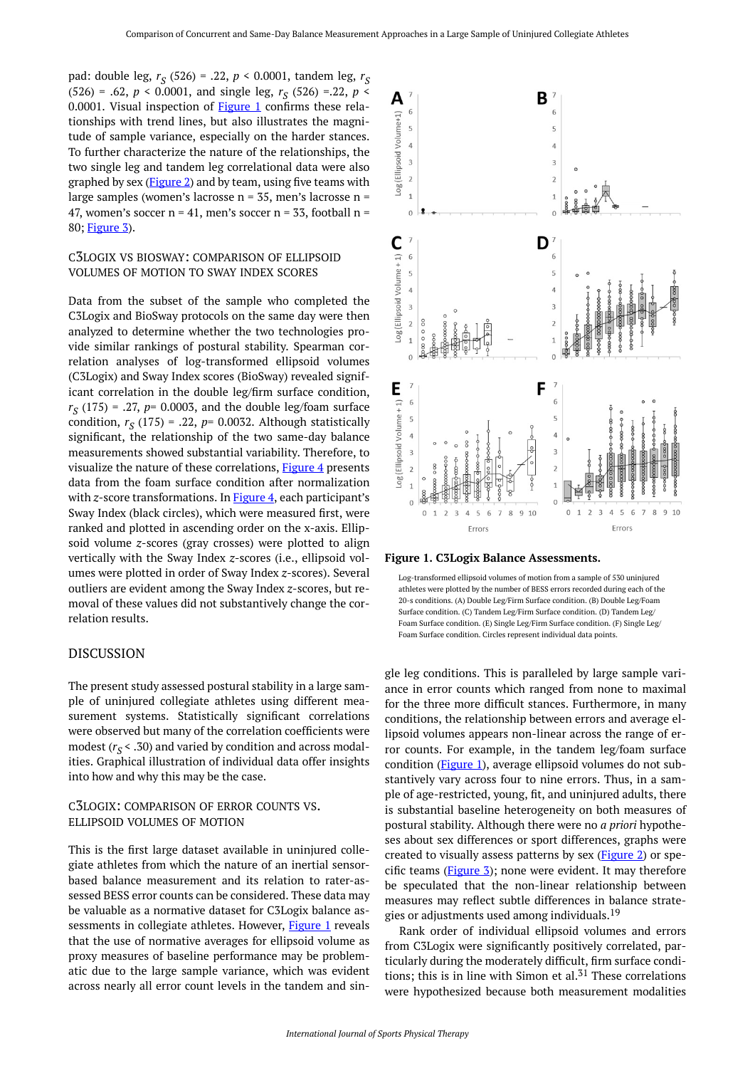pad: double leg, $r_S$ (526) = .22, $p$ < 0.0001, tandem leg, $r_S$ (526) = .62, $p$ < 0.0001, and single leg, $r_S$ (526) =.22, $p$ < 0.0001. Visual inspection of Figure 1 confirms these relationships with trend lines, but also illustrates the magnitude of sample variance, especially on the harder stances. To further characterize the nature of the relationships, the two single leg and tandem leg correlational data were also graphed by sex (Figure 2) and by team, using five teams with large samples (women's lacrosse n = 35, men's lacrosse n = 47, women's soccer n = 41, men's soccer n = 33, football n = 80; Figure 3).

### C3LOGIX VS BIOSWAY: COMPARISON OF ELLIPSOID VOLUMES OF MOTION TO SWAY INDEX SCORES

Data from the subset of the sample who completed the C3Logix and BioSway protocols on the same day were then analyzed to determine whether the two technologies provide similar rankings of postural stability. Spearman correlation analyses of log-transformed ellipsoid volumes (C3Logix) and Sway Index scores (BioSway) revealed significant correlation in the double leg/firm surface condition, $r_S$ (175) = .27, $p$= 0.0003, and the double leg/foam surface condition, $r_S$ (175) = .22, $p$= 0.0032. Although statistically significant, the relationship of the two same-day balance measurements showed substantial variability. Therefore, to visualize the nature of these correlations, Figure 4 presents data from the foam surface condition after normalization with $z$-score transformations. In Figure 4, each participant's Sway Index (black circles), which were measured first, were ranked and plotted in ascending order on the x-axis. Ellipsoid volume $z$-scores (gray crosses) were plotted to align vertically with the Sway Index $z$-scores (i.e., ellipsoid volumes were plotted in order of Sway Index $z$-scores). Several outliers are evident among the Sway Index $z$-scores, but removal of these values did not substantively change the correlation results.

**Figure 1. C3Logix Balance Assessments.**

Log-transformed ellipsoid volumes of motion from a sample of 530 uninjured athletes were plotted by the number of BESS errors recorded during each of the 20-s conditions. (A) Double Leg/Firm Surface condition. (B) Double Leg/Foam Surface condition. (C) Tandem Leg/Firm Surface condition. (D) Tandem Leg/Foam Surface condition. (E) Single Leg/Firm Surface condition. (F) Single Leg/Foam Surface condition. Circles represent individual data points.

## DISCUSSION

The present study assessed postural stability in a large sample of uninjured collegiate athletes using different measurement systems. Statistically significant correlations were observed but many of the correlation coefficients were modest ($r_S$ < .30) and varied by condition and across modalities. Graphical illustration of individual data offer insights into how and why this may be the case.

### C3LOGIX: COMPARISON OF ERROR COUNTS VS. ELLIPSOID VOLUMES OF MOTION

This is the first large dataset available in uninjured collegiate athletes from which the nature of an inertial sensor-based balance measurement and its relation to rater-assessed BESS error counts can be considered. These data may be valuable as a normative dataset for C3Logix balance assessments in collegiate athletes. However, Figure 1 reveals that the use of normative averages for ellipsoid volume as proxy measures of baseline performance may be problematic due to the large sample variance, which was evident across nearly all error count levels in the tandem and single leg conditions. This is paralleled by large sample variance in error counts which ranged from none to maximal for the three more difficult stances. Furthermore, in many conditions, the relationship between errors and average ellipsoid volumes appears non-linear across the range of error counts. For example, in the tandem leg/foam surface condition (Figure 1), average ellipsoid volumes do not substantively vary across four to nine errors. Thus, in a sample of age-restricted, young, fit, and uninjured adults, there is substantial baseline heterogeneity on both measures of postural stability. Although there were no *a priori* hypotheses about sex differences or sport differences, graphs were created to visually assess patterns by sex (Figure 2) or specific teams (Figure 3); none were evident. It may therefore be speculated that the non-linear relationship between measures may reflect subtle differences in balance strategies or adjustments used among individuals.[19]

Rank order of individual ellipsoid volumes and errors from C3Logix were significantly positively correlated, particularly during the moderately difficult, firm surface conditions; this is in line with Simon et al.[31] These correlations were hypothesized because both measurement modalities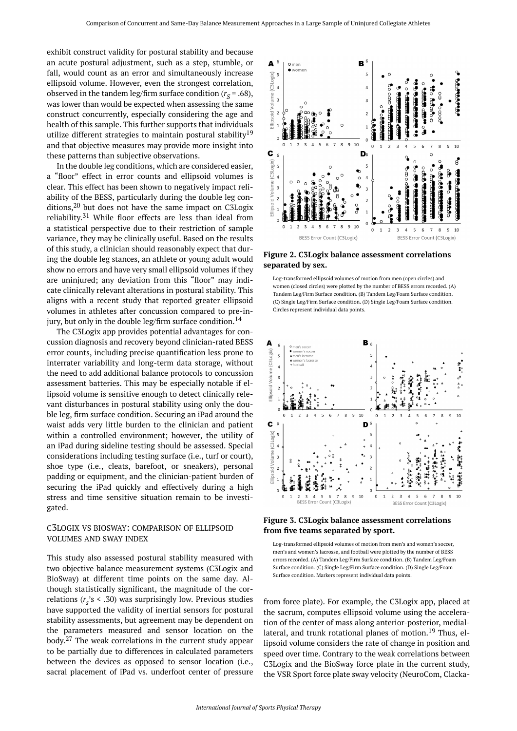exhibit construct validity for postural stability and because an acute postural adjustment, such as a step, stumble, or fall, would count as an error and simultaneously increase ellipsoid volume. However, even the strongest correlation, observed in the tandem leg/firm surface condition ($r_S$ = .68), was lower than would be expected when assessing the same construct concurrently, especially considering the age and health of this sample. This further supports that individuals utilize different strategies to maintain postural stability[19] and that objective measures may provide more insight into these patterns than subjective observations.

In the double leg conditions, which are considered easier, a "floor" effect in error counts and ellipsoid volumes is clear. This effect has been shown to negatively impact reliability of the BESS, particularly during the double leg conditions,[20] but does not have the same impact on C3Logix reliability.[31] While floor effects are less than ideal from a statistical perspective due to their restriction of sample variance, they may be clinically useful. Based on the results of this study, a clinician should reasonably expect that during the double leg stances, an athlete or young adult would show no errors and have very small ellipsoid volumes if they are uninjured; any deviation from this "floor" may indicate clinically relevant alterations in postural stability. This aligns with a recent study that reported greater ellipsoid volumes in athletes after concussion compared to pre-injury, but only in the double leg/firm surface condition.[14]

The C3Logix app provides potential advantages for concussion diagnosis and recovery beyond clinician-rated BESS error counts, including precise quantification less prone to interrater variability and long-term data storage, without the need to add additional balance protocols to concussion assessment batteries. This may be especially notable if ellipsoid volume is sensitive enough to detect clinically relevant disturbances in postural stability using only the double leg, firm surface condition. Securing an iPad around the waist adds very little burden to the clinician and patient within a controlled environment; however, the utility of an iPad during sideline testing should be assessed. Special considerations including testing surface (i.e., turf or court), shoe type (i.e., cleats, barefoot, or sneakers), personal padding or equipment, and the clinician-patient burden of securing the iPad quickly and effectively during a high stress and time sensitive situation remain to be investigated.

**Figure 2. C3Logix balance assessment correlations separated by sex.**

Log-transformed ellipsoid volumes of motion from men (open circles) and women (closed circles) were plotted by the number of BESS errors recorded. (A) Tandem Leg/Firm Surface condition. (B) Tandem Leg/Foam Surface condition. (C) Single Leg/Firm Surface condition. (D) Single Leg/Foam Surface condition. Circles represent individual data points.

**Figure 3. C3Logix balance assessment correlations from five teams separated by sport.**

Log-transformed ellipsoid volumes of motion from men's and women's soccer, men's and women's lacrosse, and football were plotted by the number of BESS errors recorded. (A) Tandem Leg/Firm Surface condition. (B) Tandem Leg/Foam Surface condition. (C) Single Leg/Firm Surface condition. (D) Single Leg/Foam Surface condition. Markers represent individual data points.

### C3LOGIX VS BIOSWAY: COMPARISON OF ELLIPSOID VOLUMES AND SWAY INDEX

This study also assessed postural stability measured with two objective balance measurement systems (C3Logix and BioSway) at different time points on the same day. Although statistically significant, the magnitude of the correlations ($r_s$'s < .30) was surprisingly low. Previous studies have supported the validity of inertial sensors for postural stability assessments, but agreement may be dependent on the parameters measured and sensor location on the body.[27] The weak correlations in the current study appear to be partially due to differences in calculated parameters between the devices as opposed to sensor location (i.e., sacral placement of iPad vs. underfoot center of pressure from force plate). For example, the C3Logix app, placed at the sacrum, computes ellipsoid volume using the acceleration of the center of mass along anterior-posterior, medial-lateral, and trunk rotational planes of motion.[19] Thus, ellipsoid volume considers the rate of change in position and speed over time. Contrary to the weak correlations between C3Logix and the BioSway force plate in the current study, the VSR Sport force plate sway velocity (NeuroCom, Clacka-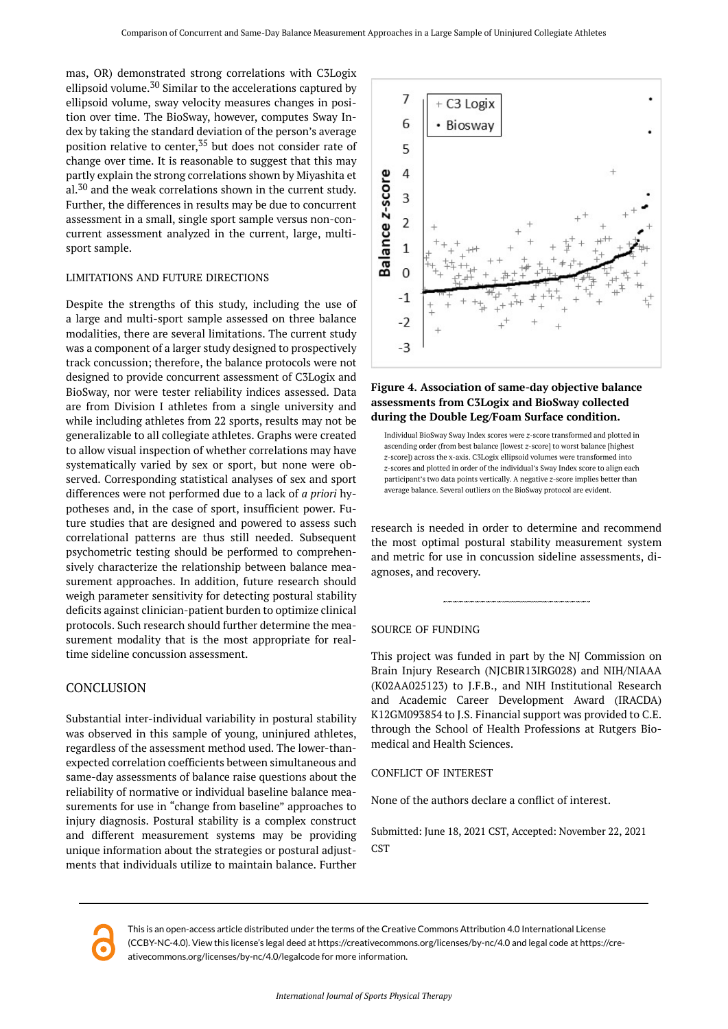mas, OR) demonstrated strong correlations with C3Logix ellipsoid volume.[30] Similar to the accelerations captured by ellipsoid volume, sway velocity measures changes in position over time. The BioSway, however, computes Sway Index by taking the standard deviation of the person's average position relative to center,[35] but does not consider rate of change over time. It is reasonable to suggest that this may partly explain the strong correlations shown by Miyashita et al.[30] and the weak correlations shown in the current study. Further, the differences in results may be due to concurrent assessment in a small, single sport sample versus non-concurrent assessment analyzed in the current, large, multi-sport sample.

## LIMITATIONS AND FUTURE DIRECTIONS

Despite the strengths of this study, including the use of a large and multi-sport sample assessed on three balance modalities, there are several limitations. The current study was a component of a larger study designed to prospectively track concussion; therefore, the balance protocols were not designed to provide concurrent assessment of C3Logix and BioSway, nor were tester reliability indices assessed. Data are from Division I athletes from a single university and while including athletes from 22 sports, results may not be generalizable to all collegiate athletes. Graphs were created to allow visual inspection of whether correlations may have systematically varied by sex or sport, but none were observed. Corresponding statistical analyses of sex and sport differences were not performed due to a lack of *a priori* hypotheses and, in the case of sport, insufficient power. Future studies that are designed and powered to assess such correlational patterns are thus still needed. Subsequent psychometric testing should be performed to comprehensively characterize the relationship between balance measurement approaches. In addition, future research should weigh parameter sensitivity for detecting postural stability deficits against clinician-patient burden to optimize clinical protocols. Such research should further determine the measurement modality that is the most appropriate for real-time sideline concussion assessment.

## CONCLUSION

Substantial inter-individual variability in postural stability was observed in this sample of young, uninjured athletes, regardless of the assessment method used. The lower-than-expected correlation coefficients between simultaneous and same-day assessments of balance raise questions about the reliability of normative or individual baseline balance measurements for use in "change from baseline" approaches to injury diagnosis. Postural stability is a complex construct and different measurement systems may be providing unique information about the strategies or postural adjustments that individuals utilize to maintain balance. Further research is needed in order to determine and recommend the most optimal postural stability measurement system and metric for use in concussion sideline assessments, diagnoses, and recovery.

**Figure 4. Association of same-day objective balance assessments from C3Logix and BioSway collected during the Double Leg/Foam Surface condition.**

Individual BioSway Sway Index scores were *z*-score transformed and plotted in ascending order (from best balance [lowest *z*-score] to worst balance [highest *z*-score]) across the x-axis. C3Logix ellipsoid volumes were transformed into *z*-scores and plotted in order of the individual's Sway Index score to align each participant's two data points vertically. A negative *z*-score implies better than average balance. Several outliers on the BioSway protocol are evident.

## SOURCE OF FUNDING

This project was funded in part by the NJ Commission on Brain Injury Research (NJCBIR13IRG028) and NIH/NIAAA (K02AA025123) to J.F.B., and NIH Institutional Research and Academic Career Development Award (IRACDA) K12GM093854 to J.S. Financial support was provided to C.E. through the School of Health Professions at Rutgers Biomedical and Health Sciences.

## CONFLICT OF INTEREST

None of the authors declare a conflict of interest.

Submitted: June 18, 2021 CST, Accepted: November 22, 2021 CST

This is an open-access article distributed under the terms of the Creative Commons Attribution 4.0 International License (CCBY-NC-4.0). View this license's legal deed at https://creativecommons.org/licenses/by-nc/4.0 and legal code at https://creativecommons.org/licenses/by-nc/4.0/legalcode for more information.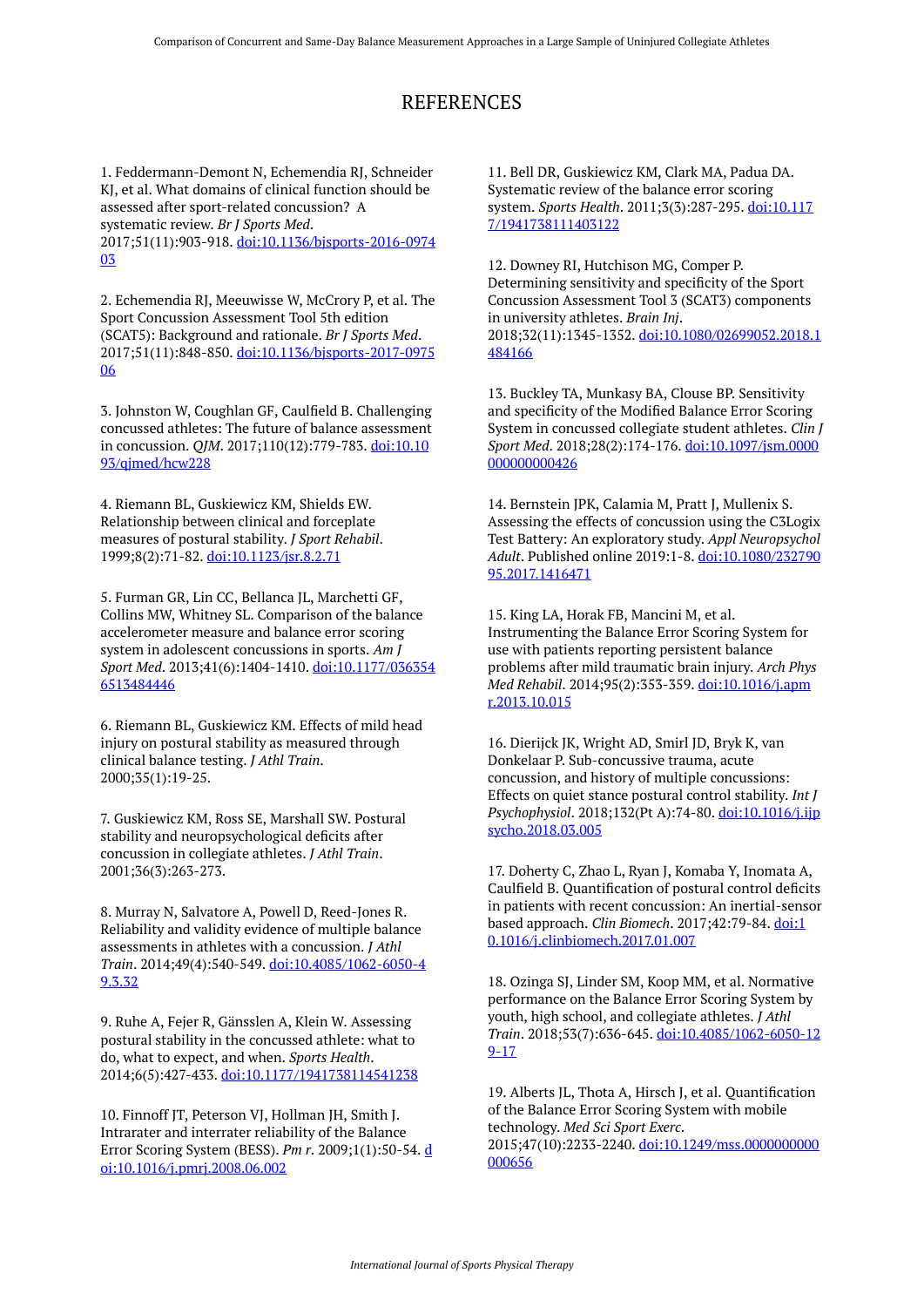# REFERENCES

1. Feddermann-Demont N, Echemendia RJ, Schneider KJ, et al. What domains of clinical function should be assessed after sport-related concussion? A systematic review. *Br J Sports Med*. 2017;51(11):903-918. doi:10.1136/bjsports-2016-097403

2. Echemendia RJ, Meeuwisse W, McCrory P, et al. The Sport Concussion Assessment Tool 5th edition (SCAT5): Background and rationale. *Br J Sports Med*. 2017;51(11):848-850. doi:10.1136/bjsports-2017-097506

3. Johnston W, Coughlan GF, Caulfield B. Challenging concussed athletes: The future of balance assessment in concussion. *QJM*. 2017;110(12):779-783. doi:10.1093/qjmed/hcw228

4. Riemann BL, Guskiewicz KM, Shields EW. Relationship between clinical and forceplate measures of postural stability. *J Sport Rehabil*. 1999;8(2):71-82. doi:10.1123/jsr.8.2.71

5. Furman GR, Lin CC, Bellanca JL, Marchetti GF, Collins MW, Whitney SL. Comparison of the balance accelerometer measure and balance error scoring system in adolescent concussions in sports. *Am J Sport Med*. 2013;41(6):1404-1410. doi:10.1177/0363546513484446

6. Riemann BL, Guskiewicz KM. Effects of mild head injury on postural stability as measured through clinical balance testing. *J Athl Train*. 2000;35(1):19-25.

7. Guskiewicz KM, Ross SE, Marshall SW. Postural stability and neuropsychological deficits after concussion in collegiate athletes. *J Athl Train*. 2001;36(3):263-273.

8. Murray N, Salvatore A, Powell D, Reed-Jones R. Reliability and validity evidence of multiple balance assessments in athletes with a concussion. *J Athl Train*. 2014;49(4):540-549. doi:10.4085/1062-6050-49.3.32

9. Ruhe A, Fejer R, Gänsslen A, Klein W. Assessing postural stability in the concussed athlete: what to do, what to expect, and when. *Sports Health*. 2014;6(5):427-433. doi:10.1177/1941738114541238

10. Finnoff JT, Peterson VJ, Hollman JH, Smith J. Intrarater and interrater reliability of the Balance Error Scoring System (BESS). *Pm r*. 2009;1(1):50-54. doi:10.1016/j.pmrj.2008.06.002

11. Bell DR, Guskiewicz KM, Clark MA, Padua DA. Systematic review of the balance error scoring system. *Sports Health*. 2011;3(3):287-295. doi:10.1177/1941738111403122

12. Downey RI, Hutchison MG, Comper P. Determining sensitivity and specificity of the Sport Concussion Assessment Tool 3 (SCAT3) components in university athletes. *Brain Inj*. 2018;32(11):1345-1352. doi:10.1080/02699052.2018.1484166

13. Buckley TA, Munkasy BA, Clouse BP. Sensitivity and specificity of the Modified Balance Error Scoring System in concussed collegiate student athletes. *Clin J Sport Med*. 2018;28(2):174-176. doi:10.1097/jsm.0000000000000426

14. Bernstein JPK, Calamia M, Pratt J, Mullenix S. Assessing the effects of concussion using the C3Logix Test Battery: An exploratory study. *Appl Neuropsychol Adult*. Published online 2019:1-8. doi:10.1080/23279095.2017.1416471

15. King LA, Horak FB, Mancini M, et al. Instrumenting the Balance Error Scoring System for use with patients reporting persistent balance problems after mild traumatic brain injury. *Arch Phys Med Rehabil*. 2014;95(2):353-359. doi:10.1016/j.apmr.2013.10.015

16. Dierijck JK, Wright AD, Smirl JD, Bryk K, van Donkelaar P. Sub-concussive trauma, acute concussion, and history of multiple concussions: Effects on quiet stance postural control stability. *Int J Psychophysiol*. 2018;132(Pt A):74-80. doi:10.1016/j.ijpsycho.2018.03.005

17. Doherty C, Zhao L, Ryan J, Komaba Y, Inomata A, Caulfield B. Quantification of postural control deficits in patients with recent concussion: An inertial-sensor based approach. *Clin Biomech*. 2017;42:79-84. doi:10.1016/j.clinbiomech.2017.01.007

18. Ozinga SJ, Linder SM, Koop MM, et al. Normative performance on the Balance Error Scoring System by youth, high school, and collegiate athletes. *J Athl Train*. 2018;53(7):636-645. doi:10.4085/1062-6050-129-17

19. Alberts JL, Thota A, Hirsch J, et al. Quantification of the Balance Error Scoring System with mobile technology. *Med Sci Sport Exerc*. 2015;47(10):2233-2240. doi:10.1249/mss.0000000000000656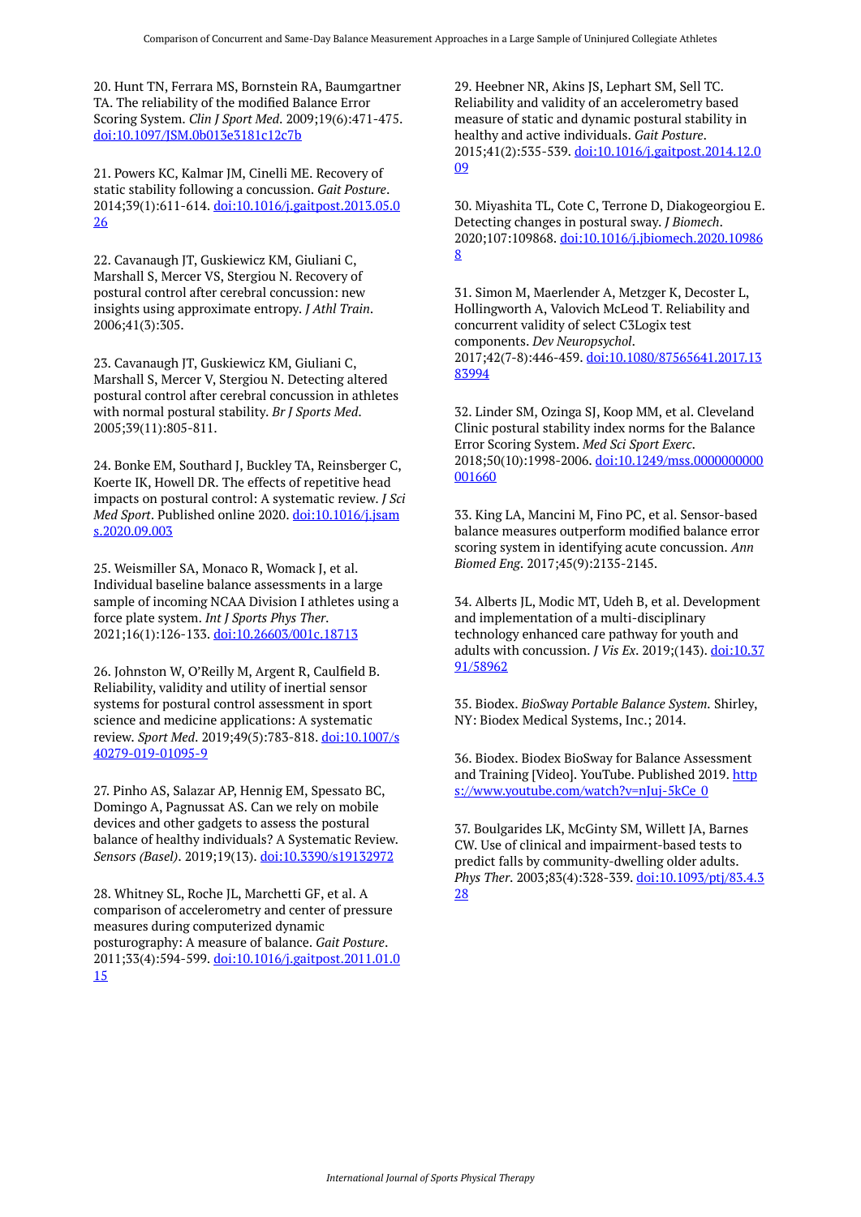20. Hunt TN, Ferrara MS, Bornstein RA, Baumgartner TA. The reliability of the modified Balance Error Scoring System. *Clin J Sport Med*. 2009;19(6):471-475. doi:10.1097/JSM.0b013e3181c12c7b

21. Powers KC, Kalmar JM, Cinelli ME. Recovery of static stability following a concussion. *Gait Posture*. 2014;39(1):611-614. doi:10.1016/j.gaitpost.2013.05.026

22. Cavanaugh JT, Guskiewicz KM, Giuliani C, Marshall S, Mercer VS, Stergiou N. Recovery of postural control after cerebral concussion: new insights using approximate entropy. *J Athl Train*. 2006;41(3):305.

23. Cavanaugh JT, Guskiewicz KM, Giuliani C, Marshall S, Mercer V, Stergiou N. Detecting altered postural control after cerebral concussion in athletes with normal postural stability. *Br J Sports Med*. 2005;39(11):805-811.

24. Bonke EM, Southard J, Buckley TA, Reinsberger C, Koerte IK, Howell DR. The effects of repetitive head impacts on postural control: A systematic review. *J Sci Med Sport*. Published online 2020. doi:10.1016/j.jsams.2020.09.003

25. Weismiller SA, Monaco R, Womack J, et al. Individual baseline balance assessments in a large sample of incoming NCAA Division I athletes using a force plate system. *Int J Sports Phys Ther*. 2021;16(1):126-133. doi:10.26603/001c.18713

26. Johnston W, O'Reilly M, Argent R, Caulfield B. Reliability, validity and utility of inertial sensor systems for postural control assessment in sport science and medicine applications: A systematic review. *Sport Med*. 2019;49(5):783-818. doi:10.1007/s40279-019-01095-9

27. Pinho AS, Salazar AP, Hennig EM, Spessato BC, Domingo A, Pagnussat AS. Can we rely on mobile devices and other gadgets to assess the postural balance of healthy individuals? A Systematic Review. *Sensors (Basel)*. 2019;19(13). doi:10.3390/s19132972

28. Whitney SL, Roche JL, Marchetti GF, et al. A comparison of accelerometry and center of pressure measures during computerized dynamic posturography: A measure of balance. *Gait Posture*. 2011;33(4):594-599. doi:10.1016/j.gaitpost.2011.01.015

29. Heebner NR, Akins JS, Lephart SM, Sell TC. Reliability and validity of an accelerometry based measure of static and dynamic postural stability in healthy and active individuals. *Gait Posture*. 2015;41(2):535-539. doi:10.1016/j.gaitpost.2014.12.009

30. Miyashita TL, Cote C, Terrone D, Diakogeorgiou E. Detecting changes in postural sway. *J Biomech*. 2020;107:109868. doi:10.1016/j.jbiomech.2020.109868

31. Simon M, Maerlender A, Metzger K, Decoster L, Hollingworth A, Valovich McLeod T. Reliability and concurrent validity of select C3Logix test components. *Dev Neuropsychol*. 2017;42(7-8):446-459. doi:10.1080/87565641.2017.1383994

32. Linder SM, Ozinga SJ, Koop MM, et al. Cleveland Clinic postural stability index norms for the Balance Error Scoring System. *Med Sci Sport Exerc*. 2018;50(10):1998-2006. doi:10.1249/mss.0000000000001660

33. King LA, Mancini M, Fino PC, et al. Sensor-based balance measures outperform modified balance error scoring system in identifying acute concussion. *Ann Biomed Eng*. 2017;45(9):2135-2145.

34. Alberts JL, Modic MT, Udeh B, et al. Development and implementation of a multi-disciplinary technology enhanced care pathway for youth and adults with concussion. *J Vis Ex*. 2019;(143). doi:10.3791/58962

35. Biodex. *BioSway Portable Balance System*. Shirley, NY: Biodex Medical Systems, Inc.; 2014.

36. Biodex. Biodex BioSway for Balance Assessment and Training [Video]. YouTube. Published 2019. https://www.youtube.com/watch?v=nJuj-5kCe_0

37. Boulgarides LK, McGinty SM, Willett JA, Barnes CW. Use of clinical and impairment-based tests to predict falls by community-dwelling older adults. *Phys Ther*. 2003;83(4):328-339. doi:10.1093/ptj/83.4.328